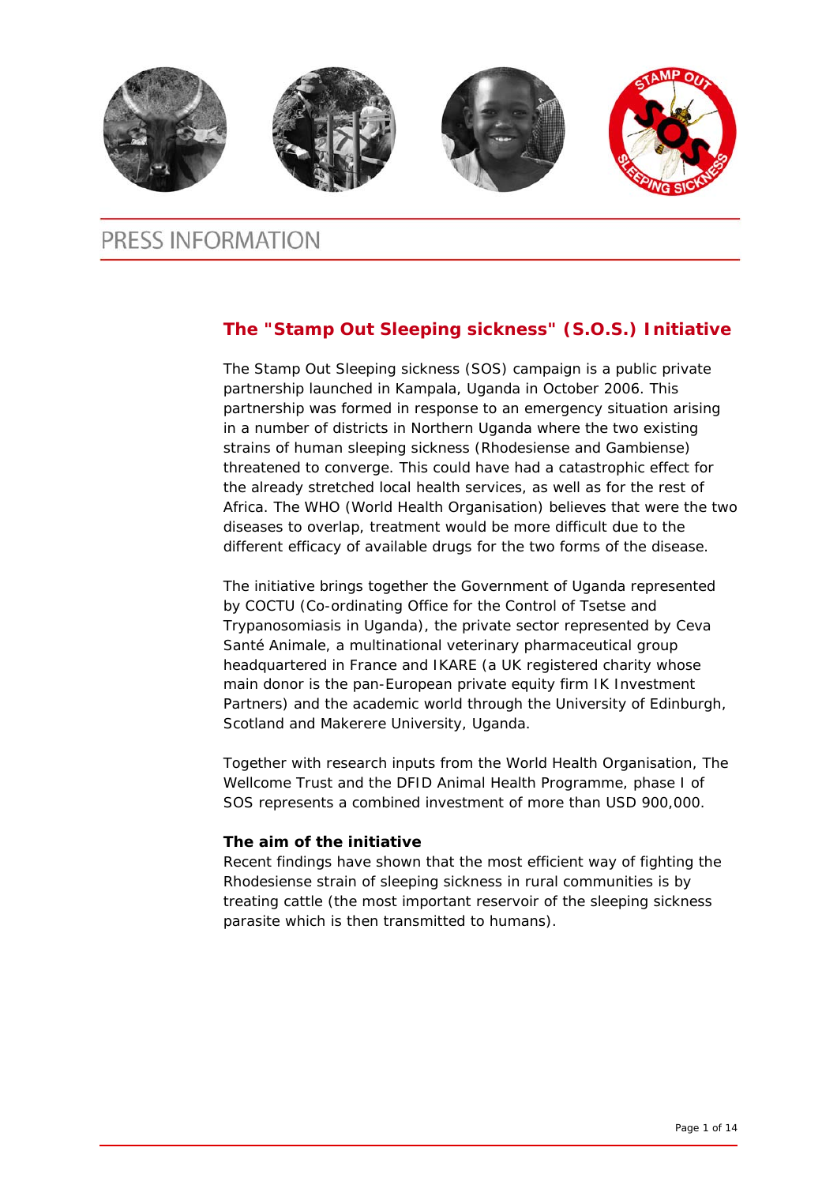PRESS INFORMATION

## The "Stamp Out Sleeping sickness" (S.O.S.) Initiative

The Stamp Out Sleeping sickness (SOS) campaign is a public private partnership launched in Kampala, Uganda in October 2006. This partnership was formed in response to an emergency situation arising in a number of districts in Northern Uganda where the two existing strains of human sleeping sickness (Rhodesiense and Gambiense) threatened to converge. This could have had a catastrophic effect for the already stretched local health services, as well as for the rest of Africa. The WHO (World Health Organisation) believes that were the two diseases to overlap, treatment would be more difficult due to the different efficacy of available drugs for the two forms of the disease.

The initiative brings together the Government of Uganda represented by COCTU (Co-ordinating Office for the Control of Tsetse and Trypanosomiasis in Uganda), the private sector represented by Ceva Santé Animale, a multinational veterinary pharmaceutical group headquartered in France and IKARE (a UK registered charity whose main donor is the pan-European private equity firm IK Investment Partners) and the academic world through the University of Edinburgh, Scotland and Makerere University, Uganda.

Together with research inputs from the World Health Organisation, The Wellcome Trust and the DFID Animal Health Programme, phase I of SOS represents a combined investment of more than USD 900,000.

**The aim of the initiative**

Recent findings have shown that the most efficient way of fighting the Rhodesiense strain of sleeping sickness in rural communities is by treating cattle (the most important reservoir of the sleeping sickness parasite which is then transmitted to humans).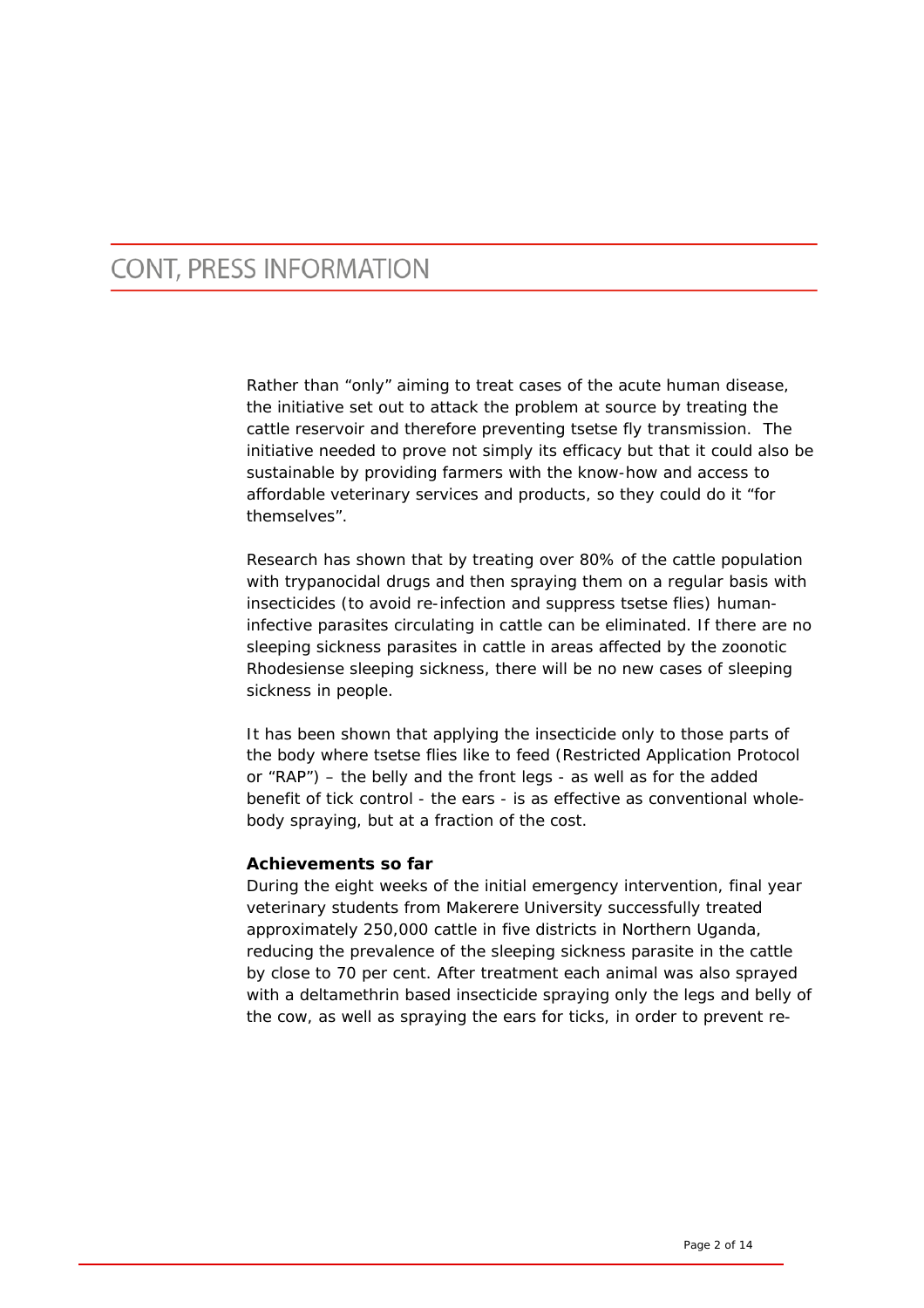# CONT, PRESS INFORMATION

Rather than "only" aiming to treat cases of the acute human disease, the initiative set out to attack the problem at source by treating the cattle reservoir and therefore preventing tsetse fly transmission. The initiative needed to prove not simply its efficacy but that it could also be sustainable by providing farmers with the know-how and access to affordable veterinary services and products, so they could do it "for themselves".

Research has shown that by treating over 80% of the cattle population with trypanocidal drugs and then spraying them on a regular basis with insecticides (to avoid re-infection and suppress tsetse flies) human-infective parasites circulating in cattle can be eliminated. If there are no sleeping sickness parasites in cattle in areas affected by the zoonotic Rhodesiense sleeping sickness, there will be no new cases of sleeping sickness in people.

It has been shown that applying the insecticide only to those parts of the body where tsetse flies like to feed (Restricted Application Protocol or "RAP") – the belly and the front legs - as well as for the added benefit of tick control - the ears - is as effective as conventional whole-body spraying, but at a fraction of the cost.

**Achievements so far**

During the eight weeks of the initial emergency intervention, final year veterinary students from Makerere University successfully treated approximately 250,000 cattle in five districts in Northern Uganda, reducing the prevalence of the sleeping sickness parasite in the cattle by close to 70 per cent. After treatment each animal was also sprayed with a deltamethrin based insecticide spraying only the legs and belly of the cow, as well as spraying the ears for ticks, in order to prevent re-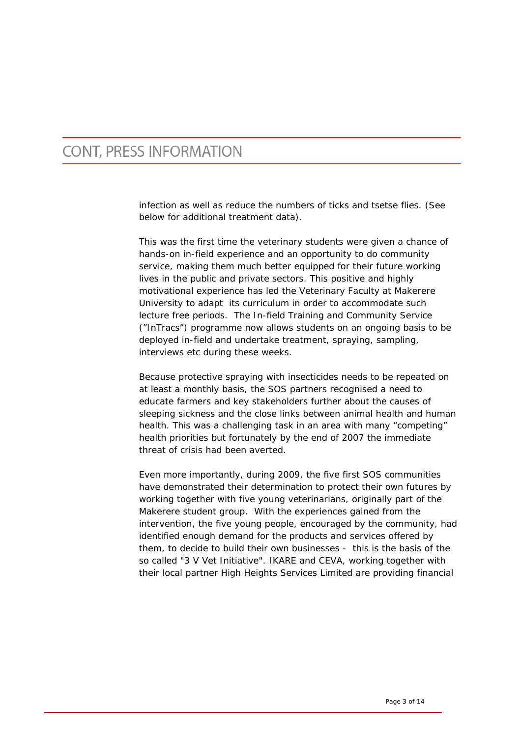infection as well as reduce the numbers of ticks and tsetse flies. (See below for additional treatment data).

This was the first time the veterinary students were given a chance of hands-on in-field experience and an opportunity to do community service, making them much better equipped for their future working lives in the public and private sectors. This positive and highly motivational experience has led the Veterinary Faculty at Makerere University to adapt its curriculum in order to accommodate such lecture free periods. The In-field Training and Community Service ("InTracs") programme now allows students on an ongoing basis to be deployed in-field and undertake treatment, spraying, sampling, interviews etc during these weeks.

Because protective spraying with insecticides needs to be repeated on at least a monthly basis, the SOS partners recognised a need to educate farmers and key stakeholders further about the causes of sleeping sickness and the close links between animal health and human health. This was a challenging task in an area with many "competing" health priorities but fortunately by the end of 2007 the immediate threat of crisis had been averted.

Even more importantly, during 2009, the five first SOS communities have demonstrated their determination to protect their own futures by working together with five young veterinarians, originally part of the Makerere student group. With the experiences gained from the intervention, the five young people, encouraged by the community, had identified enough demand for the products and services offered by them, to decide to build their own businesses - this is the basis of the so called "3 V Vet Initiative". IKARE and CEVA, working together with their local partner High Heights Services Limited are providing financial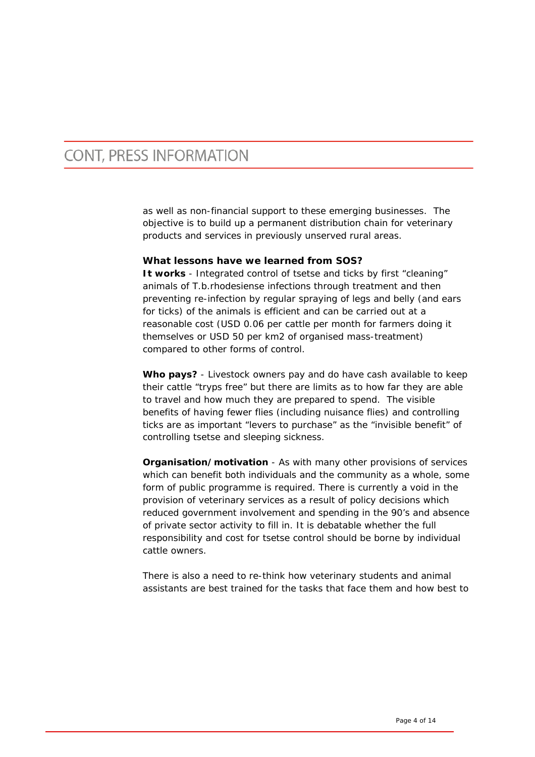as well as non-financial support to these emerging businesses. The objective is to build up a permanent distribution chain for veterinary products and services in previously unserved rural areas.

**What lessons have we learned from SOS?**

**It works** - Integrated control of tsetse and ticks by first "cleaning" animals of T.b.rhodesiense infections through treatment and then preventing re-infection by regular spraying of legs and belly (and ears for ticks) of the animals is efficient and can be carried out at a reasonable cost (USD 0.06 per cattle per month for farmers doing it themselves or USD 50 per km2 of organised mass-treatment) compared to other forms of control.

**Who pays?** - Livestock owners pay and do have cash available to keep their cattle "tryps free" but there are limits as to how far they are able to travel and how much they are prepared to spend. The visible benefits of having fewer flies (including nuisance flies) and controlling ticks are as important "levers to purchase" as the "invisible benefit" of controlling tsetse and sleeping sickness.

**Organisation/motivation** - As with many other provisions of services which can benefit both individuals and the community as a whole, some form of public programme is required. There is currently a void in the provision of veterinary services as a result of policy decisions which reduced government involvement and spending in the 90's and absence of private sector activity to fill in. It is debatable whether the full responsibility and cost for tsetse control should be borne by individual cattle owners.

There is also a need to re-think how veterinary students and animal assistants are best trained for the tasks that face them and how best to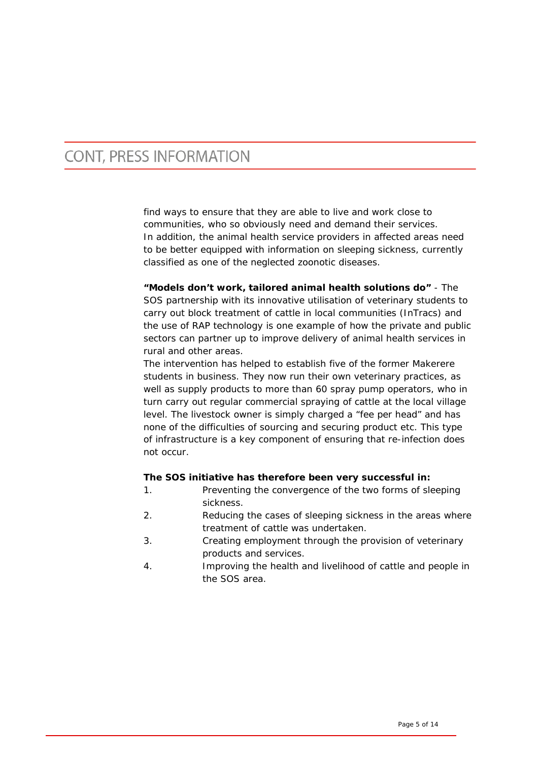find ways to ensure that they are able to live and work close to communities, who so obviously need and demand their services.
In addition, the animal health service providers in affected areas need to be better equipped with information on sleeping sickness, currently classified as one of the neglected zoonotic diseases.

**"Models don't work, tailored animal health solutions do"** - The SOS partnership with its innovative utilisation of veterinary students to carry out block treatment of cattle in local communities (InTracs) and the use of RAP technology is one example of how the private and public sectors can partner up to improve delivery of animal health services in rural and other areas.
The intervention has helped to establish five of the former Makerere students in business. They now run their own veterinary practices, as well as supply products to more than 60 spray pump operators, who in turn carry out regular commercial spraying of cattle at the local village level. The livestock owner is simply charged a "fee per head" and has none of the difficulties of sourcing and securing product etc. This type of infrastructure is a key component of ensuring that re-infection does not occur.

**The SOS initiative has therefore been very successful in:**

1. Preventing the convergence of the two forms of sleeping sickness.
2. Reducing the cases of sleeping sickness in the areas where treatment of cattle was undertaken.
3. Creating employment through the provision of veterinary products and services.
4. Improving the health and livelihood of cattle and people in the SOS area.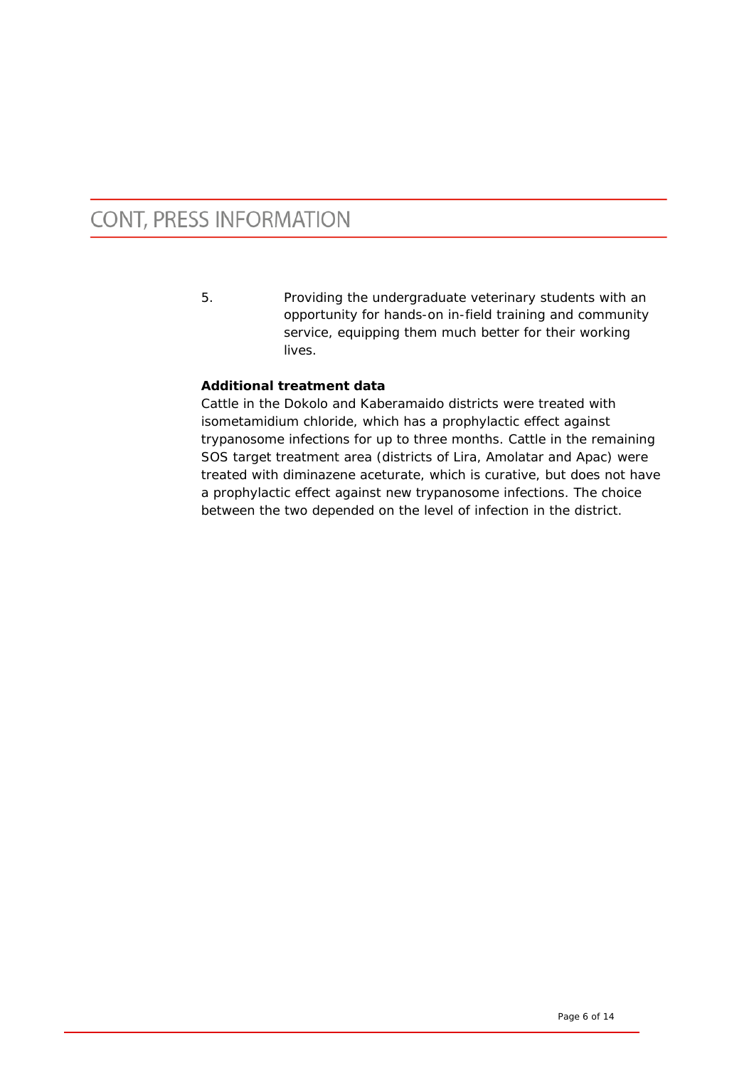5. Providing the undergraduate veterinary students with an opportunity for hands-on in-field training and community service, equipping them much better for their working lives.

**Additional treatment data**

Cattle in the Dokolo and Kaberamaido districts were treated with isometamidium chloride, which has a prophylactic effect against trypanosome infections for up to three months. Cattle in the remaining SOS target treatment area (districts of Lira, Amolatar and Apac) were treated with diminazene aceturate, which is curative, but does not have a prophylactic effect against new trypanosome infections. The choice between the two depended on the level of infection in the district.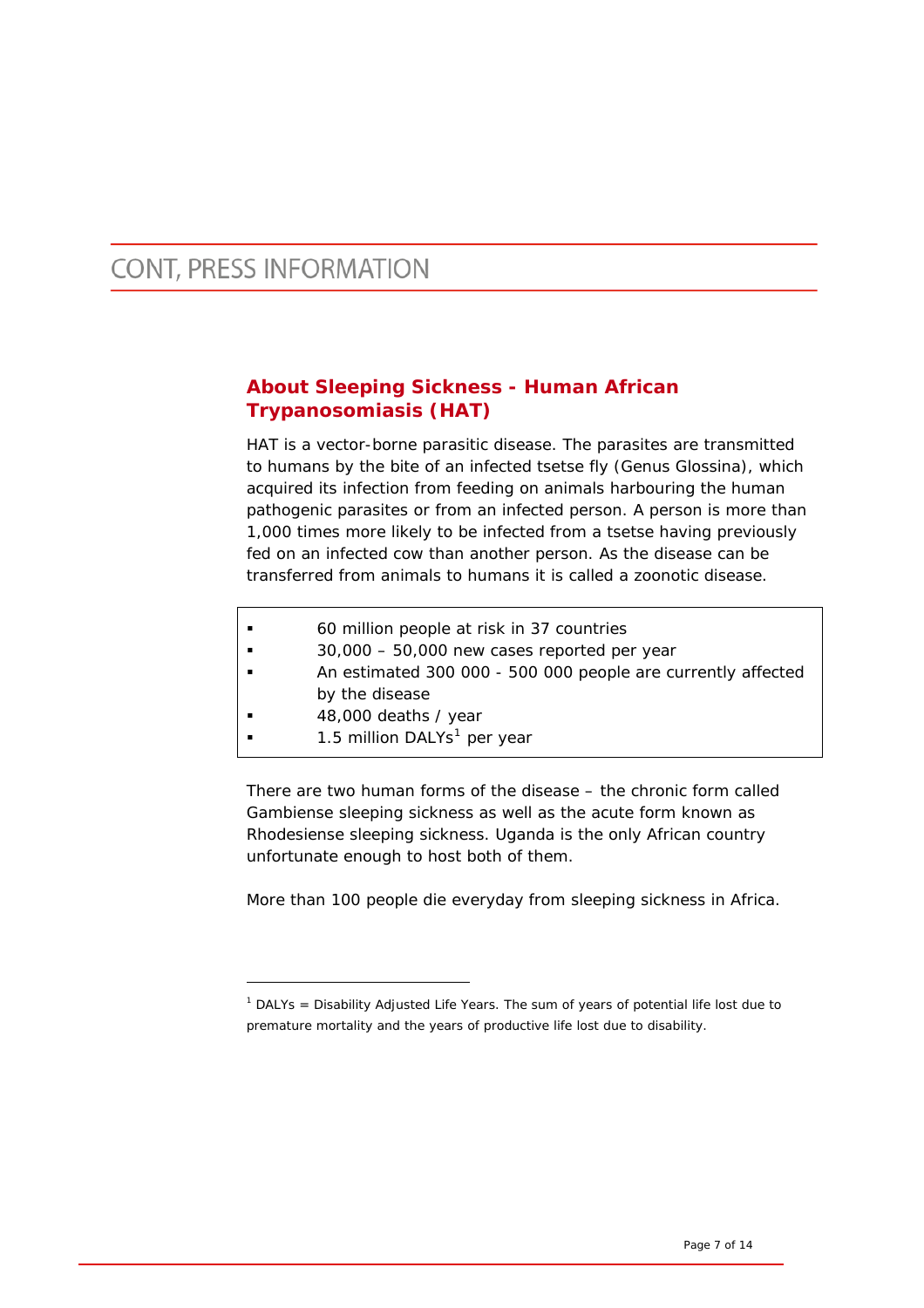## About Sleeping Sickness - Human African Trypanosomiasis (HAT)

HAT is a vector-borne parasitic disease. The parasites are transmitted to humans by the bite of an infected tsetse fly (Genus Glossina), which acquired its infection from feeding on animals harbouring the human pathogenic parasites or from an infected person. A person is more than 1,000 times more likely to be infected from a tsetse having previously fed on an infected cow than another person. As the disease can be transferred from animals to humans it is called a zoonotic disease.

- 60 million people at risk in 37 countries
- 30,000 – 50,000 new cases reported per year
- An estimated 300 000 - 500 000 people are currently affected by the disease
- 48,000 deaths / year
- 1.5 million DALYs[1] per year

There are two human forms of the disease – the chronic form called Gambiense sleeping sickness as well as the acute form known as Rhodesiense sleeping sickness. Uganda is the only African country unfortunate enough to host both of them.

More than 100 people die everyday from sleeping sickness in Africa.

---

[1] DALYs = Disability Adjusted Life Years. The sum of years of potential life lost due to premature mortality and the years of productive life lost due to disability.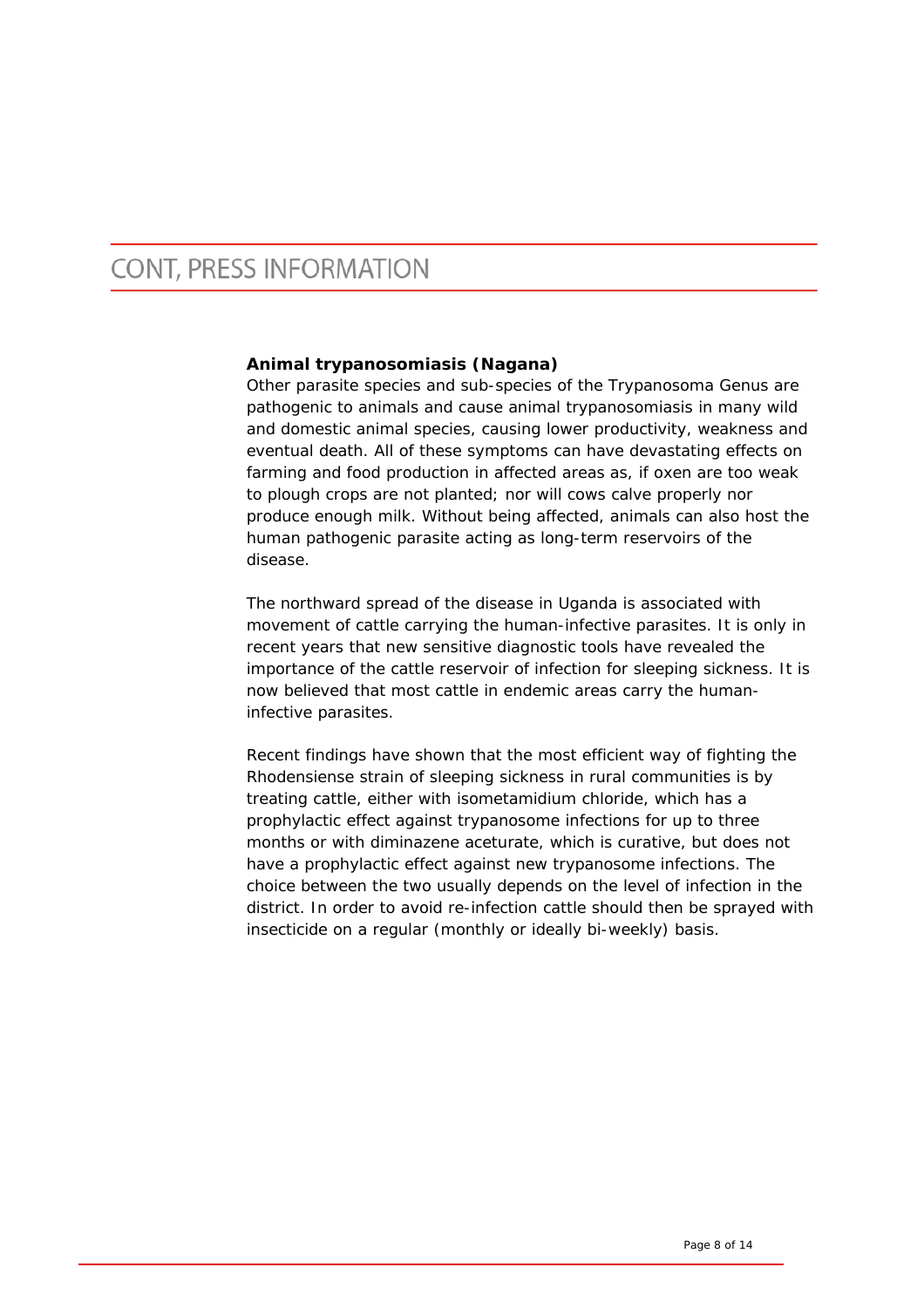### Animal trypanosomiasis (Nagana)

Other parasite species and sub-species of the Trypanosoma Genus are pathogenic to animals and cause animal trypanosomiasis in many wild and domestic animal species, causing lower productivity, weakness and eventual death. All of these symptoms can have devastating effects on farming and food production in affected areas as, if oxen are too weak to plough crops are not planted; nor will cows calve properly nor produce enough milk. Without being affected, animals can also host the human pathogenic parasite acting as long-term reservoirs of the disease.

The northward spread of the disease in Uganda is associated with movement of cattle carrying the human-infective parasites. It is only in recent years that new sensitive diagnostic tools have revealed the importance of the cattle reservoir of infection for sleeping sickness. It is now believed that most cattle in endemic areas carry the human-infective parasites.

Recent findings have shown that the most efficient way of fighting the Rhodensiense strain of sleeping sickness in rural communities is by treating cattle, either with isometamidium chloride, which has a prophylactic effect against trypanosome infections for up to three months or with diminazene aceturate, which is curative, but does not have a prophylactic effect against new trypanosome infections. The choice between the two usually depends on the level of infection in the district. In order to avoid re-infection cattle should then be sprayed with insecticide on a regular (monthly or ideally bi-weekly) basis.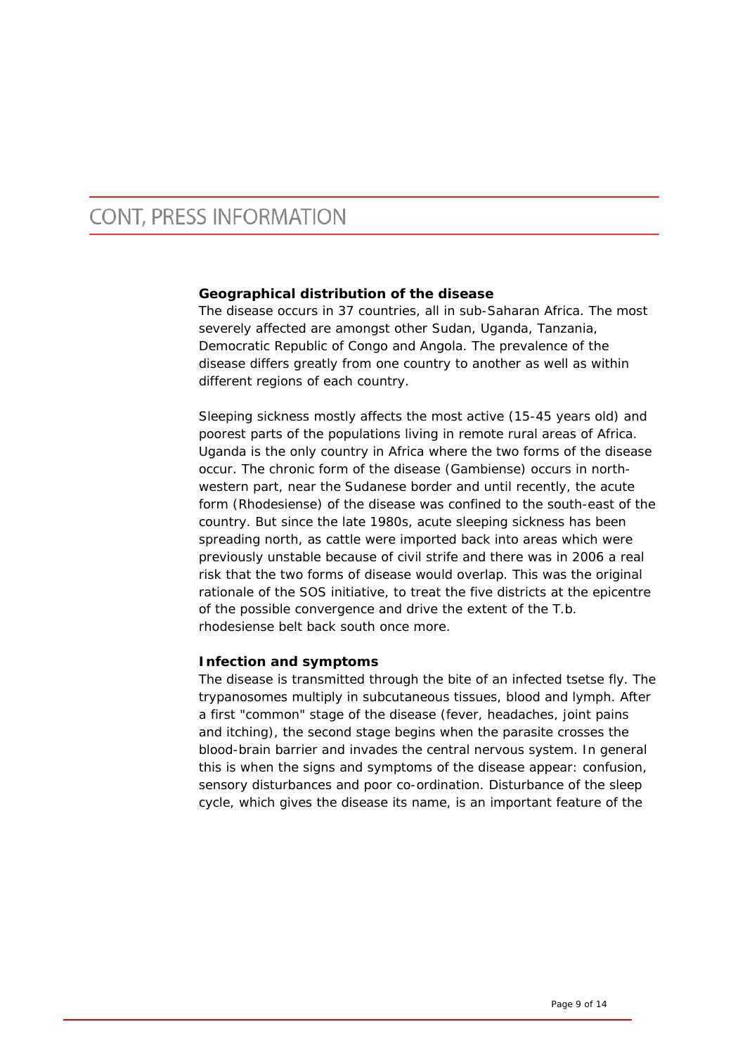## CONT, PRESS INFORMATION

**Geographical distribution of the disease**

The disease occurs in 37 countries, all in sub-Saharan Africa. The most severely affected are amongst other Sudan, Uganda, Tanzania, Democratic Republic of Congo and Angola. The prevalence of the disease differs greatly from one country to another as well as within different regions of each country.

Sleeping sickness mostly affects the most active (15-45 years old) and poorest parts of the populations living in remote rural areas of Africa. Uganda is the only country in Africa where the two forms of the disease occur. The chronic form of the disease (Gambiense) occurs in north-western part, near the Sudanese border and until recently, the acute form (Rhodesiense) of the disease was confined to the south-east of the country. But since the late 1980s, acute sleeping sickness has been spreading north, as cattle were imported back into areas which were previously unstable because of civil strife and there was in 2006 a real risk that the two forms of disease would overlap. This was the original rationale of the SOS initiative, to treat the five districts at the epicentre of the possible convergence and drive the extent of the T.b. rhodesiense belt back south once more.

**Infection and symptoms**

The disease is transmitted through the bite of an infected tsetse fly. The trypanosomes multiply in subcutaneous tissues, blood and lymph. After a first "common" stage of the disease (fever, headaches, joint pains and itching), the second stage begins when the parasite crosses the blood-brain barrier and invades the central nervous system. In general this is when the signs and symptoms of the disease appear: confusion, sensory disturbances and poor co-ordination. Disturbance of the sleep cycle, which gives the disease its name, is an important feature of the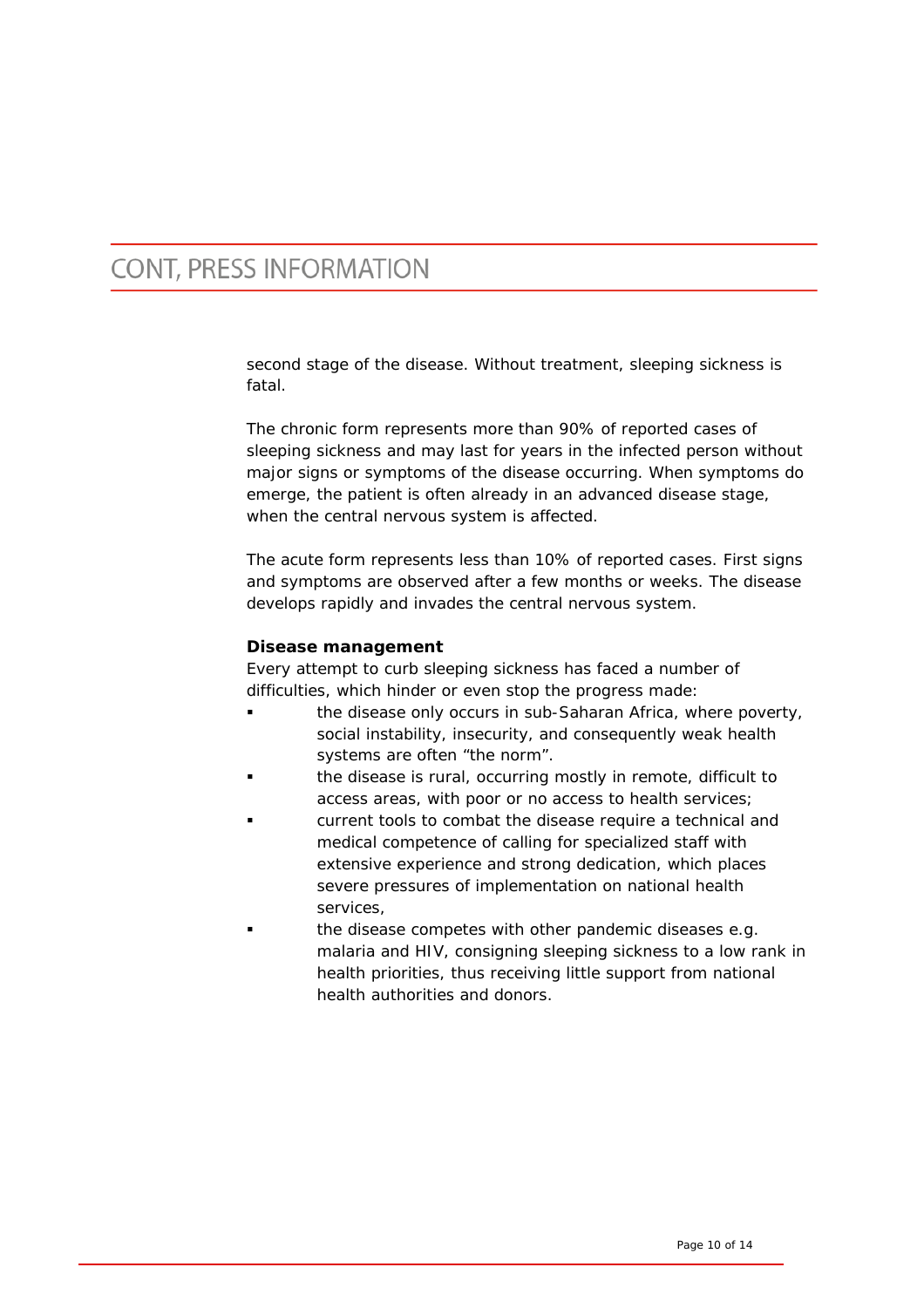second stage of the disease. Without treatment, sleeping sickness is fatal.

The chronic form represents more than 90% of reported cases of sleeping sickness and may last for years in the infected person without major signs or symptoms of the disease occurring. When symptoms do emerge, the patient is often already in an advanced disease stage, when the central nervous system is affected.

The acute form represents less than 10% of reported cases. First signs and symptoms are observed after a few months or weeks. The disease develops rapidly and invades the central nervous system.

**Disease management**

Every attempt to curb sleeping sickness has faced a number of difficulties, which hinder or even stop the progress made:

- the disease only occurs in sub-Saharan Africa, where poverty, social instability, insecurity, and consequently weak health systems are often "the norm".
- the disease is rural, occurring mostly in remote, difficult to access areas, with poor or no access to health services;
- current tools to combat the disease require a technical and medical competence of calling for specialized staff with extensive experience and strong dedication, which places severe pressures of implementation on national health services,
- the disease competes with other pandemic diseases e.g. malaria and HIV, consigning sleeping sickness to a low rank in health priorities, thus receiving little support from national health authorities and donors.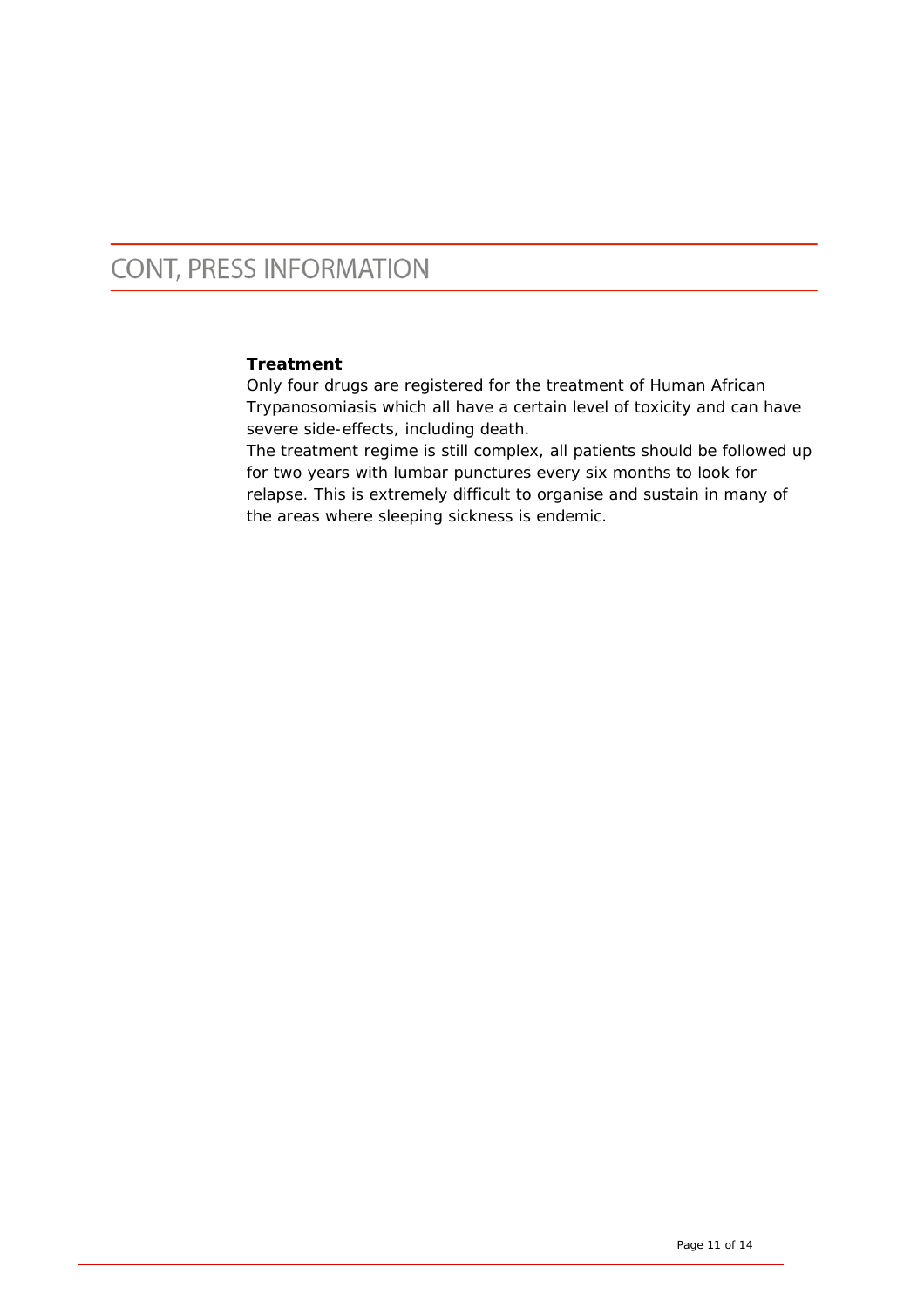# CONT, PRESS INFORMATION

**Treatment**

Only four drugs are registered for the treatment of Human African Trypanosomiasis which all have a certain level of toxicity and can have severe side-effects, including death.

The treatment regime is still complex, all patients should be followed up for two years with lumbar punctures every six months to look for relapse. This is extremely difficult to organise and sustain in many of the areas where sleeping sickness is endemic.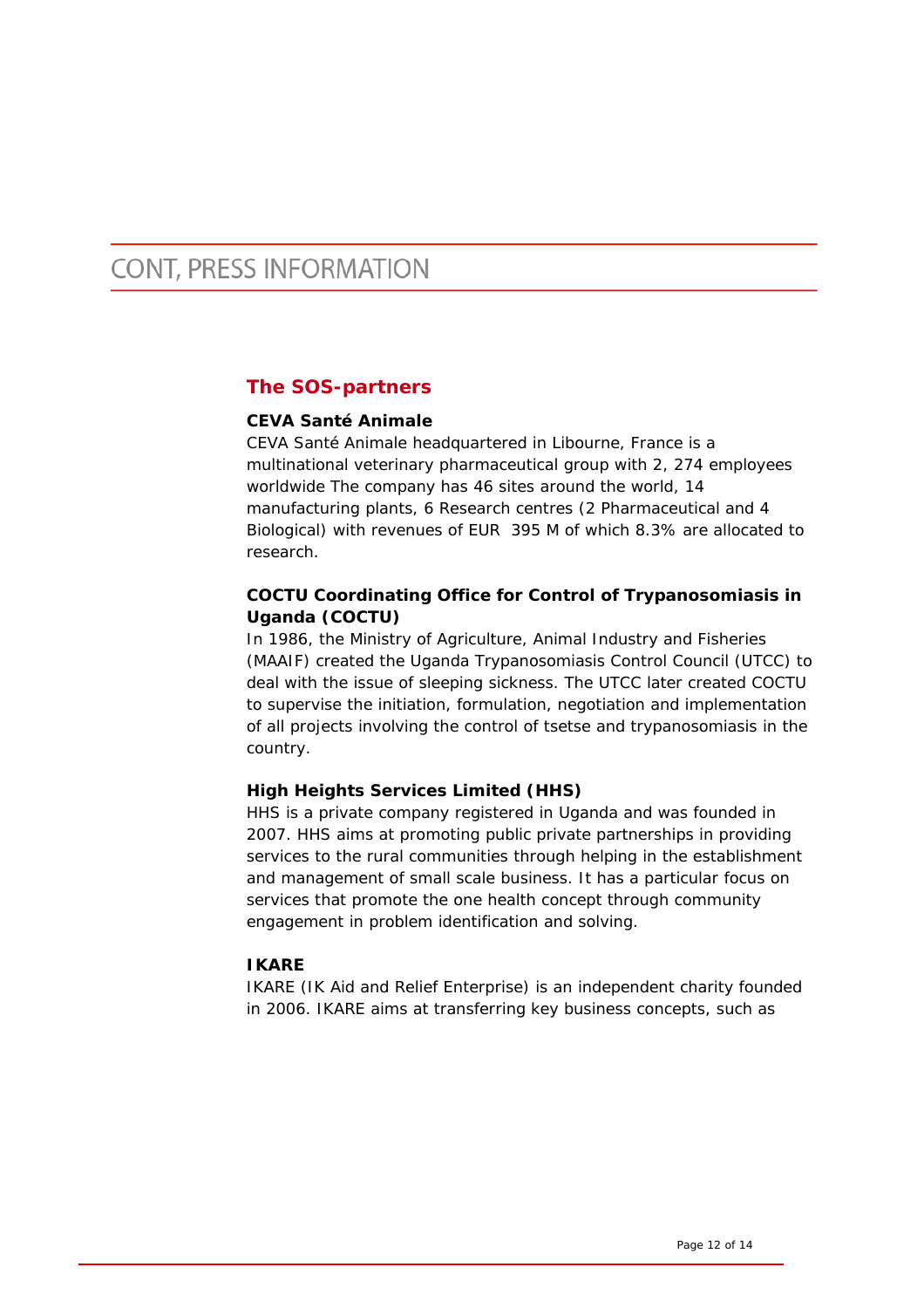# CONT, PRESS INFORMATION

## The SOS-partners

**CEVA Santé Animale**

CEVA Santé Animale headquartered in Libourne, France is a multinational veterinary pharmaceutical group with 2, 274 employees worldwide The company has 46 sites around the world, 14 manufacturing plants, 6 Research centres (2 Pharmaceutical and 4 Biological) with revenues of EUR 395 M of which 8.3% are allocated to research.

**COCTU Coordinating Office for Control of Trypanosomiasis in Uganda (COCTU)**

In 1986, the Ministry of Agriculture, Animal Industry and Fisheries (MAAIF) created the Uganda Trypanosomiasis Control Council (UTCC) to deal with the issue of sleeping sickness. The UTCC later created COCTU to supervise the initiation, formulation, negotiation and implementation of all projects involving the control of tsetse and trypanosomiasis in the country.

**High Heights Services Limited (HHS)**

HHS is a private company registered in Uganda and was founded in 2007. HHS aims at promoting public private partnerships in providing services to the rural communities through helping in the establishment and management of small scale business. It has a particular focus on services that promote the one health concept through community engagement in problem identification and solving.

**IKARE**

IKARE (IK Aid and Relief Enterprise) is an independent charity founded in 2006. IKARE aims at transferring key business concepts, such as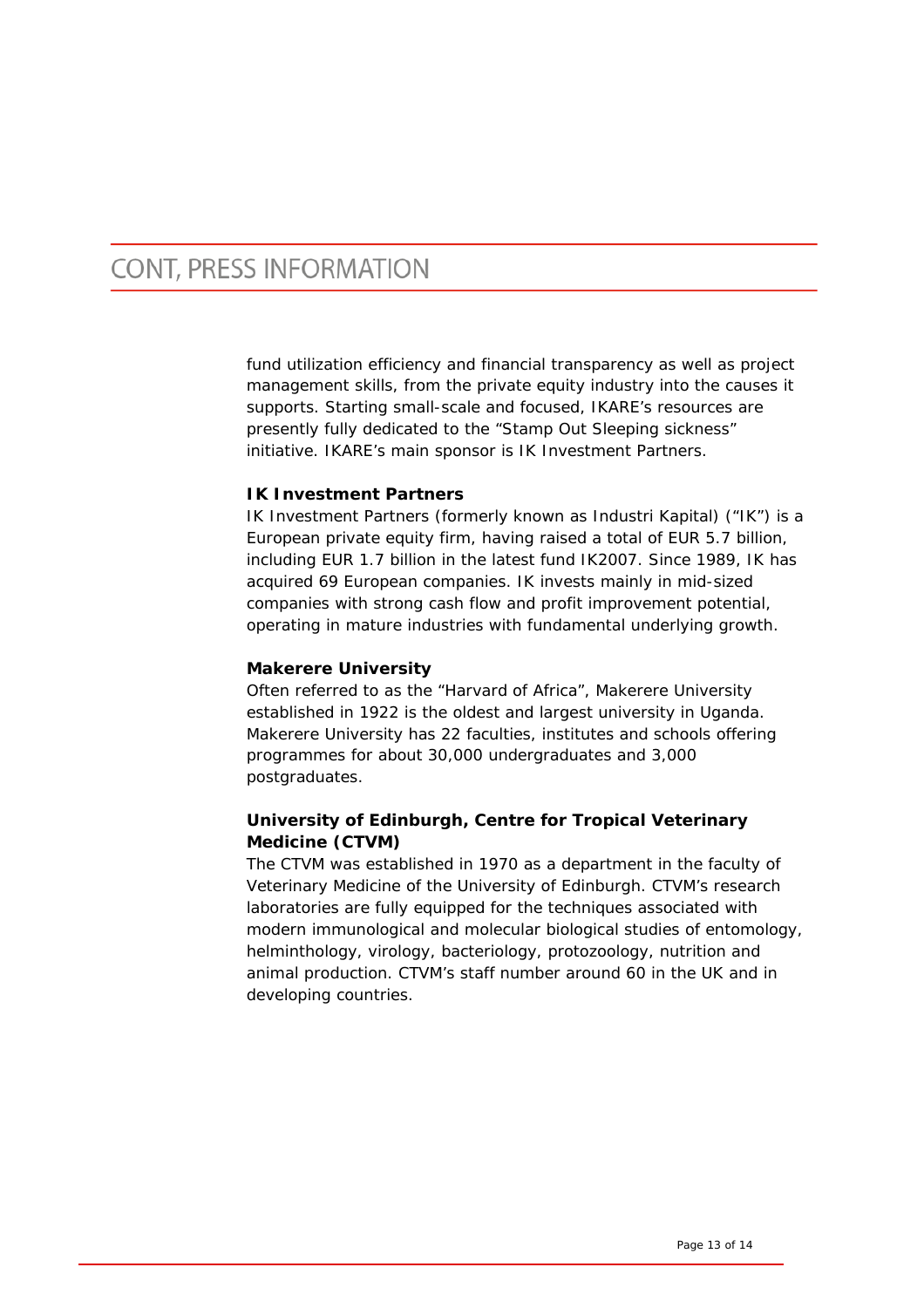# CONT, PRESS INFORMATION

fund utilization efficiency and financial transparency as well as project management skills, from the private equity industry into the causes it supports. Starting small-scale and focused, IKARE's resources are presently fully dedicated to the "Stamp Out Sleeping sickness" initiative. IKARE's main sponsor is IK Investment Partners.

**IK Investment Partners**

IK Investment Partners (formerly known as Industri Kapital) ("IK") is a European private equity firm, having raised a total of EUR 5.7 billion, including EUR 1.7 billion in the latest fund IK2007. Since 1989, IK has acquired 69 European companies. IK invests mainly in mid-sized companies with strong cash flow and profit improvement potential, operating in mature industries with fundamental underlying growth.

**Makerere University**

Often referred to as the "Harvard of Africa", Makerere University established in 1922 is the oldest and largest university in Uganda. Makerere University has 22 faculties, institutes and schools offering programmes for about 30,000 undergraduates and 3,000 postgraduates.

**University of Edinburgh, Centre for Tropical Veterinary Medicine (CTVM)**

The CTVM was established in 1970 as a department in the faculty of Veterinary Medicine of the University of Edinburgh. CTVM's research laboratories are fully equipped for the techniques associated with modern immunological and molecular biological studies of entomology, helminthology, virology, bacteriology, protozoology, nutrition and animal production. CTVM's staff number around 60 in the UK and in developing countries.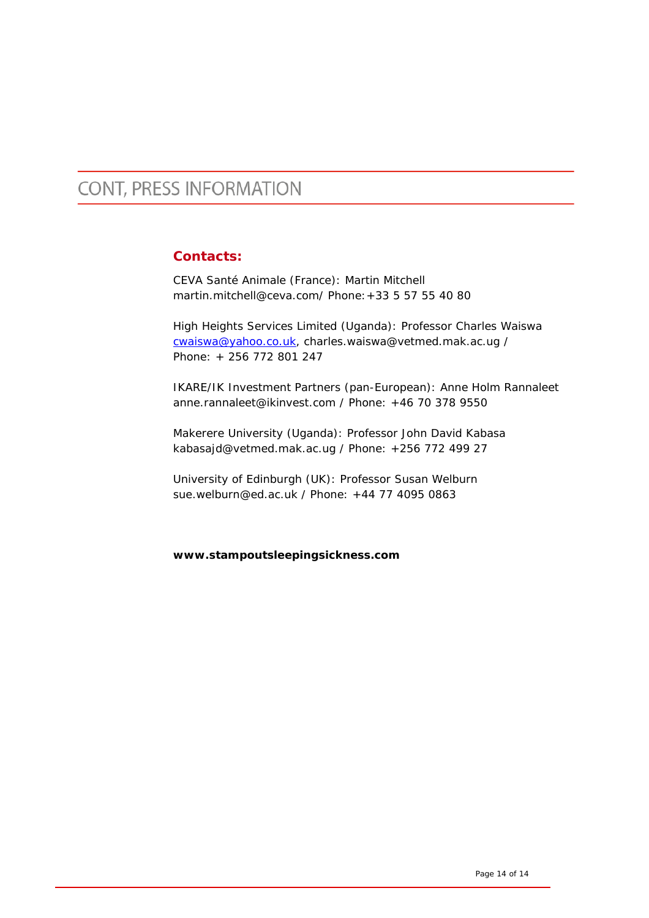# CONT, PRESS INFORMATION

## Contacts:

CEVA Santé Animale (France): Martin Mitchell
martin.mitchell@ceva.com/ Phone: +33 5 57 55 40 80

High Heights Services Limited (Uganda): Professor Charles Waiswa
cwaiswa@yahoo.co.uk, charles.waiswa@vetmed.mak.ac.ug /
Phone: + 256 772 801 247

IKARE/IK Investment Partners (pan-European): Anne Holm Rannaleet
anne.rannaleet@ikinvest.com / Phone: +46 70 378 9550

Makerere University (Uganda): Professor John David Kabasa
kabasajd@vetmed.mak.ac.ug / Phone: +256 772 499 27

University of Edinburgh (UK): Professor Susan Welburn
sue.welburn@ed.ac.uk / Phone: +44 77 4095 0863

**www.stampoutsleepingsickness.com**